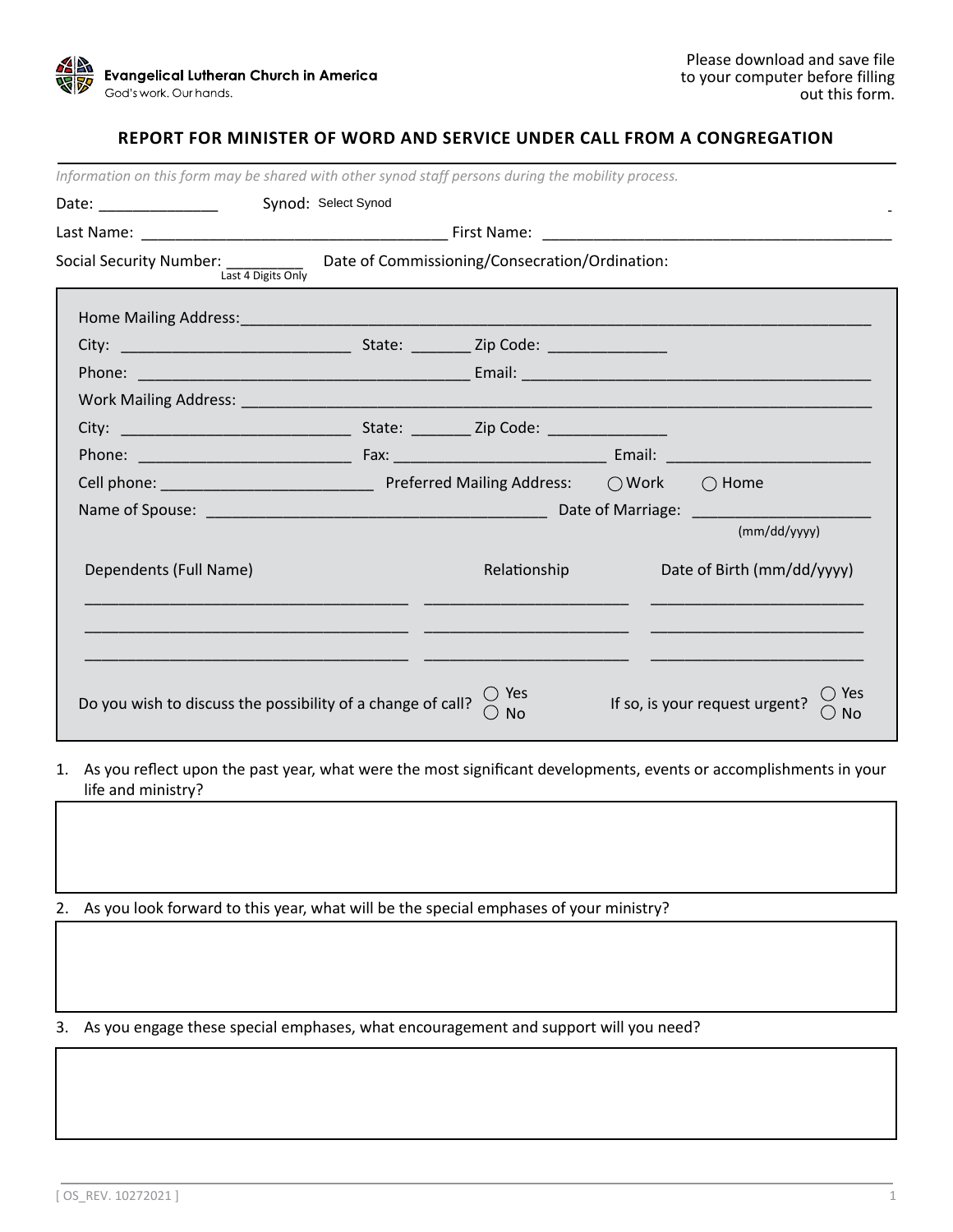Evangelical Lutheran Church in America
God's work. Our hands.

Please download and save file to your computer before filling out this form.

# REPORT FOR MINISTER OF WORD AND SERVICE UNDER CALL FROM A CONGREGATION

*Information on this form may be shared with other synod staff persons during the mobility process.*

Date: ______________ Synod: Select Synod

Last Name: ____________________________________ First Name: ________________________________________

Social Security Number: _________ (Last 4 Digits Only) Date of Commissioning/Consecration/Ordination:

Home Mailing Address:_____________________________________________________________________________

City: __________________________ State: _______ Zip Code: _____________

Phone: _______________________________________ Email: _________________________________________

Work Mailing Address: _____________________________________________________________________________

City: __________________________ State: _______ Zip Code: _____________

Phone: ________________________ Fax: ________________________ Email: _______________________

Cell phone: ________________________ Preferred Mailing Address: ◯ Work ◯ Home

Name of Spouse: ________________________________________ Date of Marriage: ____________________ (mm/dd/yyyy)

| Dependents (Full Name) | Relationship | Date of Birth (mm/dd/yyyy) |
|---|---|---|
| | | |
| | | |
| | | |

Do you wish to discuss the possibility of a change of call? ◯ Yes ◯ No

If so, is your request urgent? ◯ Yes ◯ No

1. As you reflect upon the past year, what were the most significant developments, events or accomplishments in your life and ministry?

2. As you look forward to this year, what will be the special emphases of your ministry?

3. As you engage these special emphases, what encouragement and support will you need?

[ OS_REV. 10272021 ]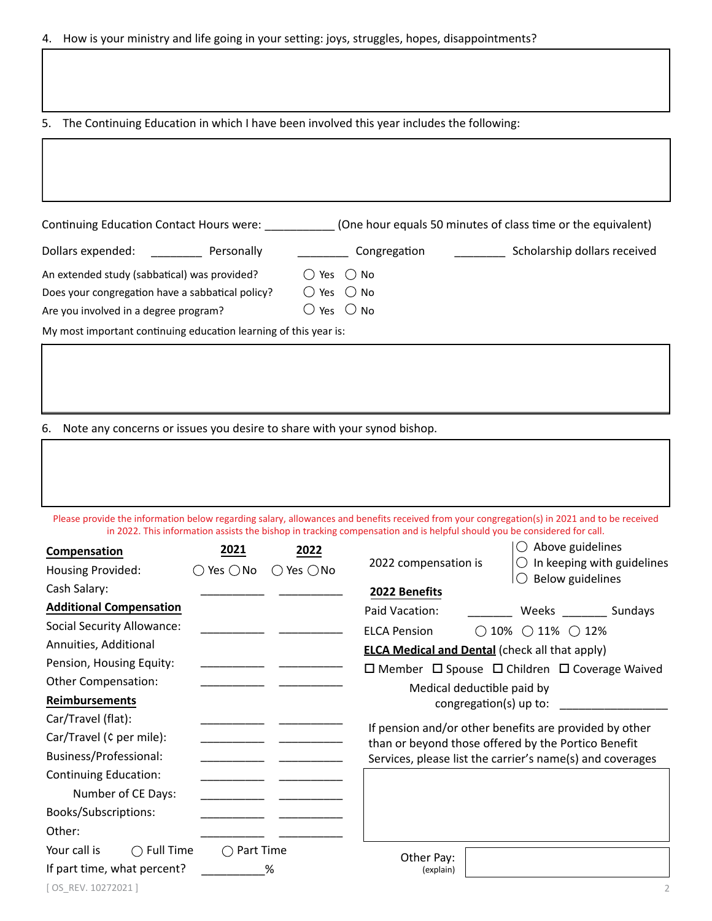4. How is your ministry and life going in your setting: joys, struggles, hopes, disappointments?

5. The Continuing Education in which I have been involved this year includes the following:

Continuing Education Contact Hours were: ___________ (One hour equals 50 minutes of class time or the equivalent)

Dollars expended: ________ Personally ________ Congregation ________ Scholarship dollars received

An extended study (sabbatical) was provided? ◯ Yes ◯ No

Does your congregation have a sabbatical policy? ◯ Yes ◯ No

Are you involved in a degree program? ◯ Yes ◯ No

My most important continuing education learning of this year is:

6. Note any concerns or issues you desire to share with your synod bishop.

Please provide the information below regarding salary, allowances and benefits received from your congregation(s) in 2021 and to be received in 2022. This information assists the bishop in tracking compensation and is helpful should you be considered for call.

| **Compensation** | **2021** | **2022** |
|---|---|---|
| Housing Provided: | ◯ Yes ◯ No | ◯ Yes ◯ No |
| Cash Salary: | __________ | __________ |
| **Additional Compensation** | | |
| Social Security Allowance: | __________ | __________ |
| Annuities, Additional Pension, Housing Equity: | __________ | __________ |
| Other Compensation: | __________ | __________ |
| **Reimbursements** | | |
| Car/Travel (flat): | __________ | __________ |
| Car/Travel (¢ per mile): | __________ | __________ |
| Business/Professional: | __________ | __________ |
| Continuing Education: | __________ | __________ |
| Number of CE Days: | __________ | __________ |
| Books/Subscriptions: | __________ | __________ |
| Other: | __________ | __________ |

Your call is ◯ Full Time ◯ Part Time

If part time, what percent? __________%

2022 compensation is ◯ Above guidelines ◯ In keeping with guidelines ◯ Below guidelines

**2022 Benefits**

Paid Vacation: _______ Weeks _______ Sundays

ELCA Pension ◯ 10% ◯ 11% ◯ 12%

**ELCA Medical and Dental** (check all that apply)

☐ Member ☐ Spouse ☐ Children ☐ Coverage Waived

Medical deductible paid by congregation(s) up to: ________________

If pension and/or other benefits are provided by other than or beyond those offered by the Portico Benefit Services, please list the carrier's name(s) and coverages

Other Pay: (explain)

[ OS_REV. 10272021 ]